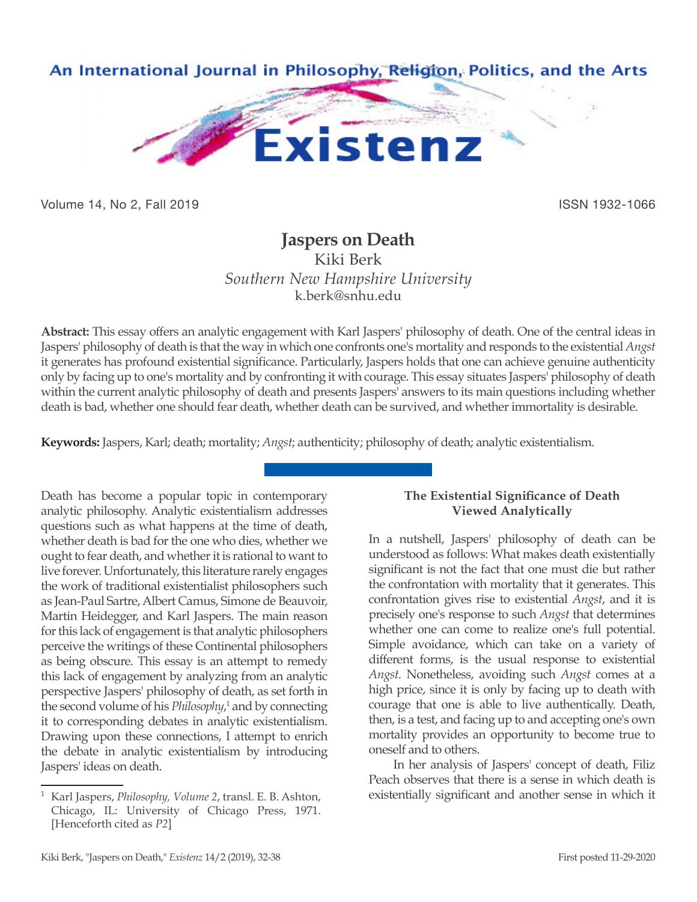# Jaspers on Death

Kiki Berk
*Southern New Hampshire University*
k.berk@snhu.edu

**Abstract:** This essay offers an analytic engagement with Karl Jaspers' philosophy of death. One of the central ideas in Jaspers' philosophy of death is that the way in which one confronts one's mortality and responds to the existential *Angst* it generates has profound existential significance. Particularly, Jaspers holds that one can achieve genuine authenticity only by facing up to one's mortality and by confronting it with courage. This essay situates Jaspers' philosophy of death within the current analytic philosophy of death and presents Jaspers' answers to its main questions including whether death is bad, whether one should fear death, whether death can be survived, and whether immortality is desirable.

**Keywords:** Jaspers, Karl; death; mortality; *Angst*; authenticity; philosophy of death; analytic existentialism.

Death has become a popular topic in contemporary analytic philosophy. Analytic existentialism addresses questions such as what happens at the time of death, whether death is bad for the one who dies, whether we ought to fear death, and whether it is rational to want to live forever. Unfortunately, this literature rarely engages the work of traditional existentialist philosophers such as Jean-Paul Sartre, Albert Camus, Simone de Beauvoir, Martin Heidegger, and Karl Jaspers. The main reason for this lack of engagement is that analytic philosophers perceive the writings of these Continental philosophers as being obscure. This essay is an attempt to remedy this lack of engagement by analyzing from an analytic perspective Jaspers' philosophy of death, as set forth in the second volume of his *Philosophy*,[1] and by connecting it to corresponding debates in analytic existentialism. Drawing upon these connections, I attempt to enrich the debate in analytic existentialism by introducing Jaspers' ideas on death.

## The Existential Significance of Death Viewed Analytically

In a nutshell, Jaspers' philosophy of death can be understood as follows: What makes death existentially significant is not the fact that one must die but rather the confrontation with mortality that it generates. This confrontation gives rise to existential *Angst*, and it is precisely one's response to such *Angst* that determines whether one can come to realize one's full potential. Simple avoidance, which can take on a variety of different forms, is the usual response to existential *Angst*. Nonetheless, avoiding such *Angst* comes at a high price, since it is only by facing up to death with courage that one is able to live authentically. Death, then, is a test, and facing up to and accepting one's own mortality provides an opportunity to become true to oneself and to others.

In her analysis of Jaspers' concept of death, Filiz Peach observes that there is a sense in which death is existentially significant and another sense in which it

---

[1] Karl Jaspers, *Philosophy, Volume 2*, transl. E. B. Ashton, Chicago, IL: University of Chicago Press, 1971. [Henceforth cited as *P2*]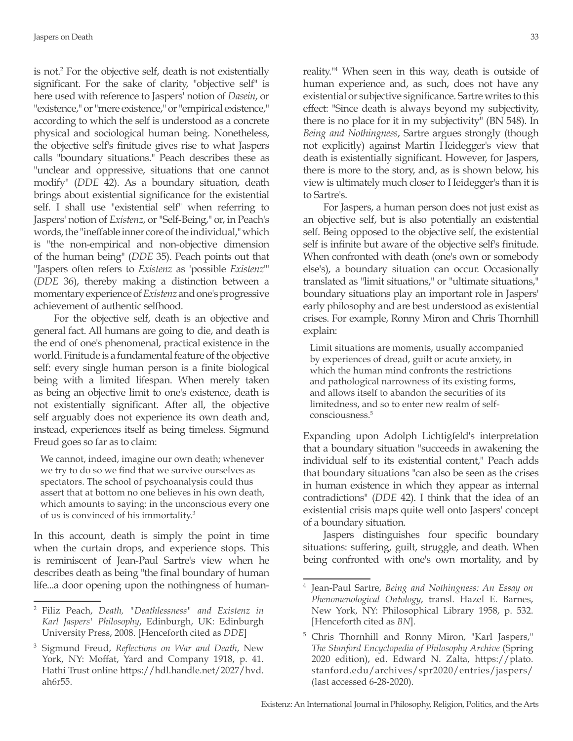is not.[2] For the objective self, death is not existentially significant. For the sake of clarity, "objective self" is here used with reference to Jaspers' notion of *Dasein*, or "existence," or "mere existence," or "empirical existence," according to which the self is understood as a concrete physical and sociological human being. Nonetheless, the objective self's finitude gives rise to what Jaspers calls "boundary situations." Peach describes these as "unclear and oppressive, situations that one cannot modify" (*DDE* 42). As a boundary situation, death brings about existential significance for the existential self. I shall use "existential self" when referring to Jaspers' notion of *Existenz*, or "Self-Being," or, in Peach's words, the "ineffable inner core of the individual," which is "the non-empirical and non-objective dimension of the human being" (*DDE* 35). Peach points out that "Jaspers often refers to *Existenz* as 'possible *Existenz*'" (*DDE* 36), thereby making a distinction between a momentary experience of *Existenz* and one's progressive achievement of authentic selfhood.

For the objective self, death is an objective and general fact. All humans are going to die, and death is the end of one's phenomenal, practical existence in the world. Finitude is a fundamental feature of the objective self: every single human person is a finite biological being with a limited lifespan. When merely taken as being an objective limit to one's existence, death is not existentially significant. After all, the objective self arguably does not experience its own death and, instead, experiences itself as being timeless. Sigmund Freud goes so far as to claim:

> We cannot, indeed, imagine our own death; whenever we try to do so we find that we survive ourselves as spectators. The school of psychoanalysis could thus assert that at bottom no one believes in his own death, which amounts to saying: in the unconscious every one of us is convinced of his immortality.[3]

In this account, death is simply the point in time when the curtain drops, and experience stops. This is reminiscent of Jean-Paul Sartre's view when he describes death as being "the final boundary of human life...a door opening upon the nothingness of human-reality."[4] When seen in this way, death is outside of human experience and, as such, does not have any existential or subjective significance. Sartre writes to this effect: "Since death is always beyond my subjectivity, there is no place for it in my subjectivity" (BN 548). In *Being and Nothingness*, Sartre argues strongly (though not explicitly) against Martin Heidegger's view that death is existentially significant. However, for Jaspers, there is more to the story, and, as is shown below, his view is ultimately much closer to Heidegger's than it is to Sartre's.

For Jaspers, a human person does not just exist as an objective self, but is also potentially an existential self. Being opposed to the objective self, the existential self is infinite but aware of the objective self's finitude. When confronted with death (one's own or somebody else's), a boundary situation can occur. Occasionally translated as "limit situations," or "ultimate situations," boundary situations play an important role in Jaspers' early philosophy and are best understood as existential crises. For example, Ronny Miron and Chris Thornhill explain:

> Limit situations are moments, usually accompanied by experiences of dread, guilt or acute anxiety, in which the human mind confronts the restrictions and pathological narrowness of its existing forms, and allows itself to abandon the securities of its limitedness, and so to enter new realm of self-consciousness.[5]

Expanding upon Adolph Lichtigfeld's interpretation that a boundary situation "succeeds in awakening the individual self to its existential content," Peach adds that boundary situations "can also be seen as the crises in human existence in which they appear as internal contradictions" (*DDE* 42). I think that the idea of an existential crisis maps quite well onto Jaspers' concept of a boundary situation.

Jaspers distinguishes four specific boundary situations: suffering, guilt, struggle, and death. When being confronted with one's own mortality, and by

---

[2] Filiz Peach, *Death, "Deathlessness" and Existenz in Karl Jaspers' Philosophy*, Edinburgh, UK: Edinburgh University Press, 2008. [Henceforth cited as *DDE*]

[3] Sigmund Freud, *Reflections on War and Death*, New York, NY: Moffat, Yard and Company 1918, p. 41. Hathi Trust online https://hdl.handle.net/2027/hvd.ah6r55.

[4] Jean-Paul Sartre, *Being and Nothingness: An Essay on Phenomenological Ontology*, transl. Hazel E. Barnes, New York, NY: Philosophical Library 1958, p. 532. [Henceforth cited as *BN*].

[5] Chris Thornhill and Ronny Miron, "Karl Jaspers," *The Stanford Encyclopedia of Philosophy Archive* (Spring 2020 edition), ed. Edward N. Zalta, https://plato.stanford.edu/archives/spr2020/entries/jaspers/ (last accessed 6-28-2020).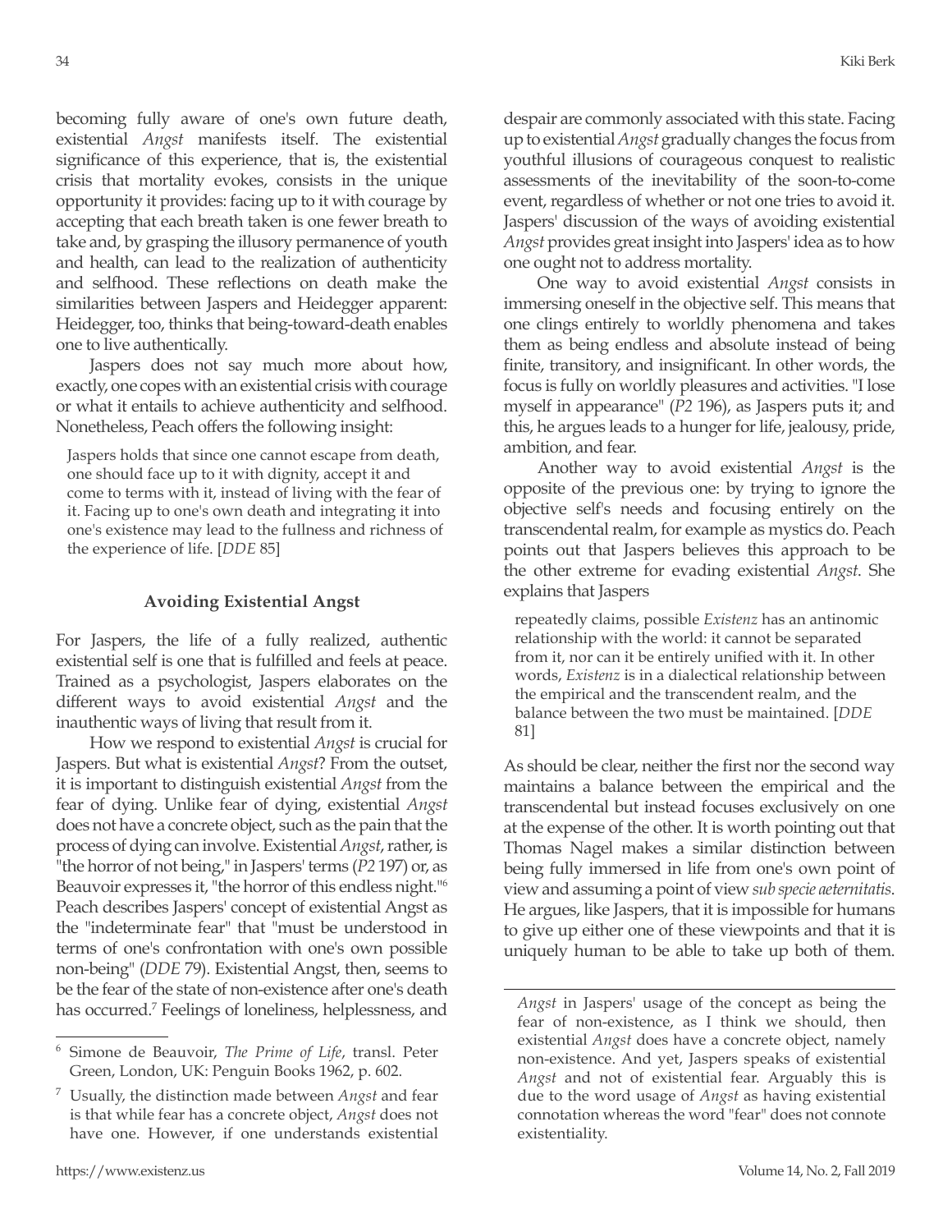becoming fully aware of one's own future death, existential *Angst* manifests itself. The existential significance of this experience, that is, the existential crisis that mortality evokes, consists in the unique opportunity it provides: facing up to it with courage by accepting that each breath taken is one fewer breath to take and, by grasping the illusory permanence of youth and health, can lead to the realization of authenticity and selfhood. These reflections on death make the similarities between Jaspers and Heidegger apparent: Heidegger, too, thinks that being-toward-death enables one to live authentically.

Jaspers does not say much more about how, exactly, one copes with an existential crisis with courage or what it entails to achieve authenticity and selfhood. Nonetheless, Peach offers the following insight:

> Jaspers holds that since one cannot escape from death, one should face up to it with dignity, accept it and come to terms with it, instead of living with the fear of it. Facing up to one's own death and integrating it into one's existence may lead to the fullness and richness of the experience of life. [*DDE* 85]

### Avoiding Existential Angst

For Jaspers, the life of a fully realized, authentic existential self is one that is fulfilled and feels at peace. Trained as a psychologist, Jaspers elaborates on the different ways to avoid existential *Angst* and the inauthentic ways of living that result from it.

How we respond to existential *Angst* is crucial for Jaspers. But what is existential *Angst*? From the outset, it is important to distinguish existential *Angst* from the fear of dying. Unlike fear of dying, existential *Angst* does not have a concrete object, such as the pain that the process of dying can involve. Existential *Angst*, rather, is "the horror of not being," in Jaspers' terms (*P2* 197) or, as Beauvoir expresses it, "the horror of this endless night."[6] Peach describes Jaspers' concept of existential Angst as the "indeterminate fear" that "must be understood in terms of one's confrontation with one's own possible non-being" (*DDE* 79). Existential Angst, then, seems to be the fear of the state of non-existence after one's death has occurred.[7] Feelings of loneliness, helplessness, and despair are commonly associated with this state. Facing up to existential *Angst* gradually changes the focus from youthful illusions of courageous conquest to realistic assessments of the inevitability of the soon-to-come event, regardless of whether or not one tries to avoid it. Jaspers' discussion of the ways of avoiding existential *Angst* provides great insight into Jaspers' idea as to how one ought not to address mortality.

One way to avoid existential *Angst* consists in immersing oneself in the objective self. This means that one clings entirely to worldly phenomena and takes them as being endless and absolute instead of being finite, transitory, and insignificant. In other words, the focus is fully on worldly pleasures and activities. "I lose myself in appearance" (*P2* 196), as Jaspers puts it; and this, he argues leads to a hunger for life, jealousy, pride, ambition, and fear.

Another way to avoid existential *Angst* is the opposite of the previous one: by trying to ignore the objective self's needs and focusing entirely on the transcendental realm, for example as mystics do. Peach points out that Jaspers believes this approach to be the other extreme for evading existential *Angst*. She explains that Jaspers

> repeatedly claims, possible *Existenz* has an antinomic relationship with the world: it cannot be separated from it, nor can it be entirely unified with it. In other words, *Existenz* is in a dialectical relationship between the empirical and the transcendent realm, and the balance between the two must be maintained. [*DDE* 81]

As should be clear, neither the first nor the second way maintains a balance between the empirical and the transcendental but instead focuses exclusively on one at the expense of the other. It is worth pointing out that Thomas Nagel makes a similar distinction between being fully immersed in life from one's own point of view and assuming a point of view *sub specie aeternitatis*. He argues, like Jaspers, that it is impossible for humans to give up either one of these viewpoints and that it is uniquely human to be able to take up both of them.

---

[6] Simone de Beauvoir, *The Prime of Life*, transl. Peter Green, London, UK: Penguin Books 1962, p. 602.

[7] Usually, the distinction made between *Angst* and fear is that while fear has a concrete object, *Angst* does not have one. However, if one understands existential *Angst* in Jaspers' usage of the concept as being the fear of non-existence, as I think we should, then existential *Angst* does have a concrete object, namely non-existence. And yet, Jaspers speaks of existential *Angst* and not of existential fear. Arguably this is due to the word usage of *Angst* as having existential connotation whereas the word "fear" does not connote existentiality.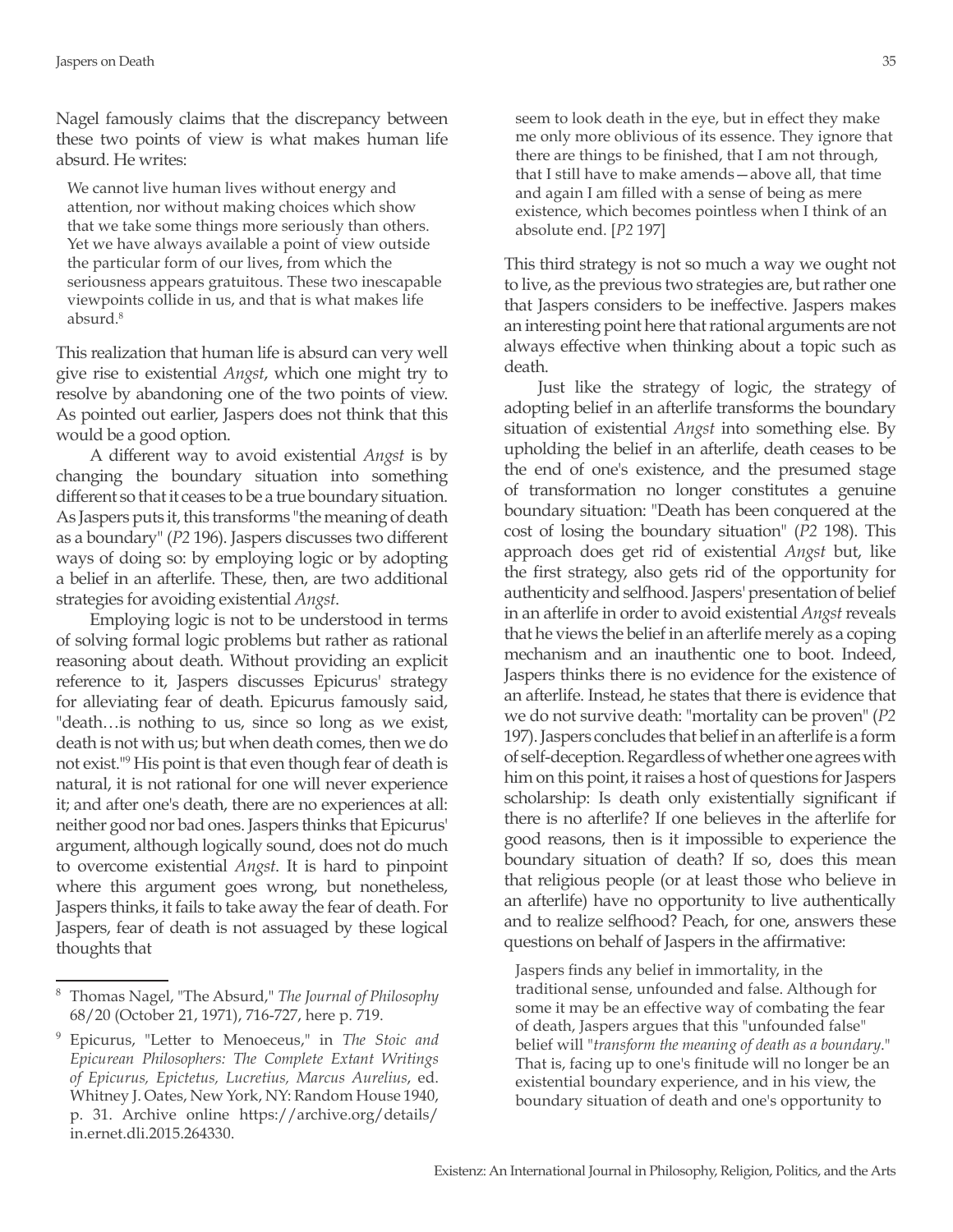Nagel famously claims that the discrepancy between these two points of view is what makes human life absurd. He writes:

> We cannot live human lives without energy and attention, nor without making choices which show that we take some things more seriously than others. Yet we have always available a point of view outside the particular form of our lives, from which the seriousness appears gratuitous. These two inescapable viewpoints collide in us, and that is what makes life absurd.[8]

This realization that human life is absurd can very well give rise to existential *Angst*, which one might try to resolve by abandoning one of the two points of view. As pointed out earlier, Jaspers does not think that this would be a good option.

A different way to avoid existential *Angst* is by changing the boundary situation into something different so that it ceases to be a true boundary situation. As Jaspers puts it, this transforms "the meaning of death as a boundary" (*P2* 196). Jaspers discusses two different ways of doing so: by employing logic or by adopting a belief in an afterlife. These, then, are two additional strategies for avoiding existential *Angst*.

Employing logic is not to be understood in terms of solving formal logic problems but rather as rational reasoning about death. Without providing an explicit reference to it, Jaspers discusses Epicurus' strategy for alleviating fear of death. Epicurus famously said, "death…is nothing to us, since so long as we exist, death is not with us; but when death comes, then we do not exist."[9] His point is that even though fear of death is natural, it is not rational for one will never experience it; and after one's death, there are no experiences at all: neither good nor bad ones. Jaspers thinks that Epicurus' argument, although logically sound, does not do much to overcome existential *Angst*. It is hard to pinpoint where this argument goes wrong, but nonetheless, Jaspers thinks, it fails to take away the fear of death. For Jaspers, fear of death is not assuaged by these logical thoughts that

> seem to look death in the eye, but in effect they make me only more oblivious of its essence. They ignore that there are things to be finished, that I am not through, that I still have to make amends—above all, that time and again I am filled with a sense of being as mere existence, which becomes pointless when I think of an absolute end. [*P2* 197]

This third strategy is not so much a way we ought not to live, as the previous two strategies are, but rather one that Jaspers considers to be ineffective. Jaspers makes an interesting point here that rational arguments are not always effective when thinking about a topic such as death.

Just like the strategy of logic, the strategy of adopting belief in an afterlife transforms the boundary situation of existential *Angst* into something else. By upholding the belief in an afterlife, death ceases to be the end of one's existence, and the presumed stage of transformation no longer constitutes a genuine boundary situation: "Death has been conquered at the cost of losing the boundary situation" (*P2* 198). This approach does get rid of existential *Angst* but, like the first strategy, also gets rid of the opportunity for authenticity and selfhood. Jaspers' presentation of belief in an afterlife in order to avoid existential *Angst* reveals that he views the belief in an afterlife merely as a coping mechanism and an inauthentic one to boot. Indeed, Jaspers thinks there is no evidence for the existence of an afterlife. Instead, he states that there is evidence that we do not survive death: "mortality can be proven" (*P2* 197). Jaspers concludes that belief in an afterlife is a form of self-deception. Regardless of whether one agrees with him on this point, it raises a host of questions for Jaspers scholarship: Is death only existentially significant if there is no afterlife? If one believes in the afterlife for good reasons, then is it impossible to experience the boundary situation of death? If so, does this mean that religious people (or at least those who believe in an afterlife) have no opportunity to live authentically and to realize selfhood? Peach, for one, answers these questions on behalf of Jaspers in the affirmative:

> Jaspers finds any belief in immortality, in the traditional sense, unfounded and false. Although for some it may be an effective way of combating the fear of death, Jaspers argues that this "unfounded false" belief will "*transform the meaning of death as a boundary*." That is, facing up to one's finitude will no longer be an existential boundary experience, and in his view, the boundary situation of death and one's opportunity to

---

[8] Thomas Nagel, "The Absurd," *The Journal of Philosophy* 68/20 (October 21, 1971), 716-727, here p. 719.

[9] Epicurus, "Letter to Menoeceus," in *The Stoic and Epicurean Philosophers: The Complete Extant Writings of Epicurus, Epictetus, Lucretius, Marcus Aurelius*, ed. Whitney J. Oates, New York, NY: Random House 1940, p. 31. Archive online https://archive.org/details/in.ernet.dli.2015.264330.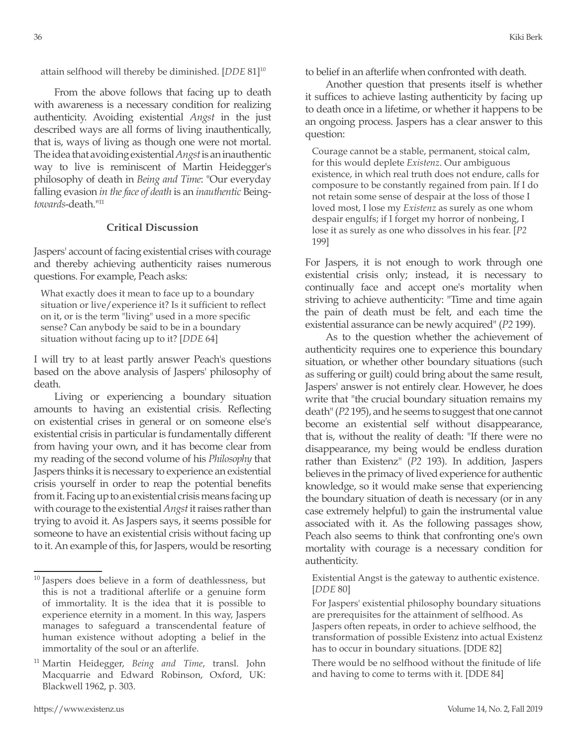> attain selfhood will thereby be diminished. [*DDE* 81][10]

From the above follows that facing up to death with awareness is a necessary condition for realizing authenticity. Avoiding existential *Angst* in the just described ways are all forms of living inauthentically, that is, ways of living as though one were not mortal. The idea that avoiding existential *Angst* is an inauthentic way to live is reminiscent of Martin Heidegger's philosophy of death in *Being and Time*: "Our everyday falling evasion *in the face of death* is an *inauthentic* Being-*towards*-death."[11]

### Critical Discussion

Jaspers' account of facing existential crises with courage and thereby achieving authenticity raises numerous questions. For example, Peach asks:

> What exactly does it mean to face up to a boundary situation or live/experience it? Is it sufficient to reflect on it, or is the term "living" used in a more specific sense? Can anybody be said to be in a boundary situation without facing up to it? [*DDE* 64]

I will try to at least partly answer Peach's questions based on the above analysis of Jaspers' philosophy of death.

Living or experiencing a boundary situation amounts to having an existential crisis. Reflecting on existential crises in general or on someone else's existential crisis in particular is fundamentally different from having your own, and it has become clear from my reading of the second volume of his *Philosophy* that Jaspers thinks it is necessary to experience an existential crisis yourself in order to reap the potential benefits from it. Facing up to an existential crisis means facing up with courage to the existential *Angst* it raises rather than trying to avoid it. As Jaspers says, it seems possible for someone to have an existential crisis without facing up to it. An example of this, for Jaspers, would be resorting to belief in an afterlife when confronted with death.

Another question that presents itself is whether it suffices to achieve lasting authenticity by facing up to death once in a lifetime, or whether it happens to be an ongoing process. Jaspers has a clear answer to this question:

> Courage cannot be a stable, permanent, stoical calm, for this would deplete *Existenz*. Our ambiguous existence, in which real truth does not endure, calls for composure to be constantly regained from pain. If I do not retain some sense of despair at the loss of those I loved most, I lose my *Existenz* as surely as one whom despair engulfs; if I forget my horror of nonbeing, I lose it as surely as one who dissolves in his fear. [*P2* 199]

For Jaspers, it is not enough to work through one existential crisis only; instead, it is necessary to continually face and accept one's mortality when striving to achieve authenticity: "Time and time again the pain of death must be felt, and each time the existential assurance can be newly acquired" (*P2* 199).

As to the question whether the achievement of authenticity requires one to experience this boundary situation, or whether other boundary situations (such as suffering or guilt) could bring about the same result, Jaspers' answer is not entirely clear. However, he does write that "the crucial boundary situation remains my death" (*P2* 195), and he seems to suggest that one cannot become an existential self without disappearance, that is, without the reality of death: "If there were no disappearance, my being would be endless duration rather than Existenz" (*P2* 193). In addition, Jaspers believes in the primacy of lived experience for authentic knowledge, so it would make sense that experiencing the boundary situation of death is necessary (or in any case extremely helpful) to gain the instrumental value associated with it. As the following passages show, Peach also seems to think that confronting one's own mortality with courage is a necessary condition for authenticity.

> Existential Angst is the gateway to authentic existence. [*DDE* 80]

> For Jaspers' existential philosophy boundary situations are prerequisites for the attainment of selfhood. As Jaspers often repeats, in order to achieve selfhood, the transformation of possible Existenz into actual Existenz has to occur in boundary situations. [DDE 82]

> There would be no selfhood without the finitude of life and having to come to terms with it. [DDE 84]

---

[10] Jaspers does believe in a form of deathlessness, but this is not a traditional afterlife or a genuine form of immortality. It is the idea that it is possible to experience eternity in a moment. In this way, Jaspers manages to safeguard a transcendental feature of human existence without adopting a belief in the immortality of the soul or an afterlife.

[11] Martin Heidegger, *Being and Time*, transl. John Macquarrie and Edward Robinson, Oxford, UK: Blackwell 1962, p. 303.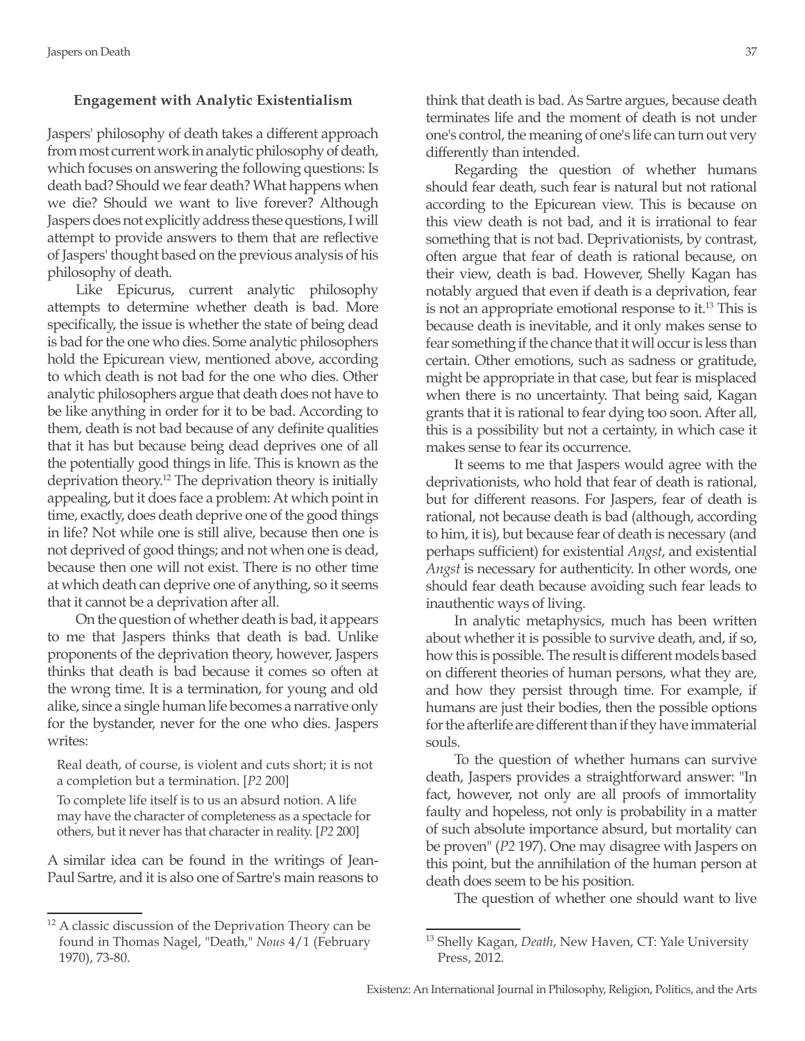### Engagement with Analytic Existentialism

Jaspers' philosophy of death takes a different approach from most current work in analytic philosophy of death, which focuses on answering the following questions: Is death bad? Should we fear death? What happens when we die? Should we want to live forever? Although Jaspers does not explicitly address these questions, I will attempt to provide answers to them that are reflective of Jaspers' thought based on the previous analysis of his philosophy of death.

Like Epicurus, current analytic philosophy attempts to determine whether death is bad. More specifically, the issue is whether the state of being dead is bad for the one who dies. Some analytic philosophers hold the Epicurean view, mentioned above, according to which death is not bad for the one who dies. Other analytic philosophers argue that death does not have to be like anything in order for it to be bad. According to them, death is not bad because of any definite qualities that it has but because being dead deprives one of all the potentially good things in life. This is known as the deprivation theory.[12] The deprivation theory is initially appealing, but it does face a problem: At which point in time, exactly, does death deprive one of the good things in life? Not while one is still alive, because then one is not deprived of good things; and not when one is dead, because then one will not exist. There is no other time at which death can deprive one of anything, so it seems that it cannot be a deprivation after all.

On the question of whether death is bad, it appears to me that Jaspers thinks that death is bad. Unlike proponents of the deprivation theory, however, Jaspers thinks that death is bad because it comes so often at the wrong time. It is a termination, for young and old alike, since a single human life becomes a narrative only for the bystander, never for the one who dies. Jaspers writes:

> Real death, of course, is violent and cuts short; it is not a completion but a termination. [*P2* 200]
>
> To complete life itself is to us an absurd notion. A life may have the character of completeness as a spectacle for others, but it never has that character in reality. [*P2* 200]

A similar idea can be found in the writings of Jean-Paul Sartre, and it is also one of Sartre's main reasons to think that death is bad. As Sartre argues, because death terminates life and the moment of death is not under one's control, the meaning of one's life can turn out very differently than intended.

Regarding the question of whether humans should fear death, such fear is natural but not rational according to the Epicurean view. This is because on this view death is not bad, and it is irrational to fear something that is not bad. Deprivationists, by contrast, often argue that fear of death is rational because, on their view, death is bad. However, Shelly Kagan has notably argued that even if death is a deprivation, fear is not an appropriate emotional response to it.[13] This is because death is inevitable, and it only makes sense to fear something if the chance that it will occur is less than certain. Other emotions, such as sadness or gratitude, might be appropriate in that case, but fear is misplaced when there is no uncertainty. That being said, Kagan grants that it is rational to fear dying too soon. After all, this is a possibility but not a certainty, in which case it makes sense to fear its occurrence.

It seems to me that Jaspers would agree with the deprivationists, who hold that fear of death is rational, but for different reasons. For Jaspers, fear of death is rational, not because death is bad (although, according to him, it is), but because fear of death is necessary (and perhaps sufficient) for existential *Angst*, and existential *Angst* is necessary for authenticity. In other words, one should fear death because avoiding such fear leads to inauthentic ways of living.

In analytic metaphysics, much has been written about whether it is possible to survive death, and, if so, how this is possible. The result is different models based on different theories of human persons, what they are, and how they persist through time. For example, if humans are just their bodies, then the possible options for the afterlife are different than if they have immaterial souls.

To the question of whether humans can survive death, Jaspers provides a straightforward answer: "In fact, however, not only are all proofs of immortality faulty and hopeless, not only is probability in a matter of such absolute importance absurd, but mortality can be proven" (*P2* 197). One may disagree with Jaspers on this point, but the annihilation of the human person at death does seem to be his position.

The question of whether one should want to live

---

[12] A classic discussion of the Deprivation Theory can be found in Thomas Nagel, "Death," *Nous* 4/1 (February 1970), 73-80.

[13] Shelly Kagan, *Death*, New Haven, CT: Yale University Press, 2012.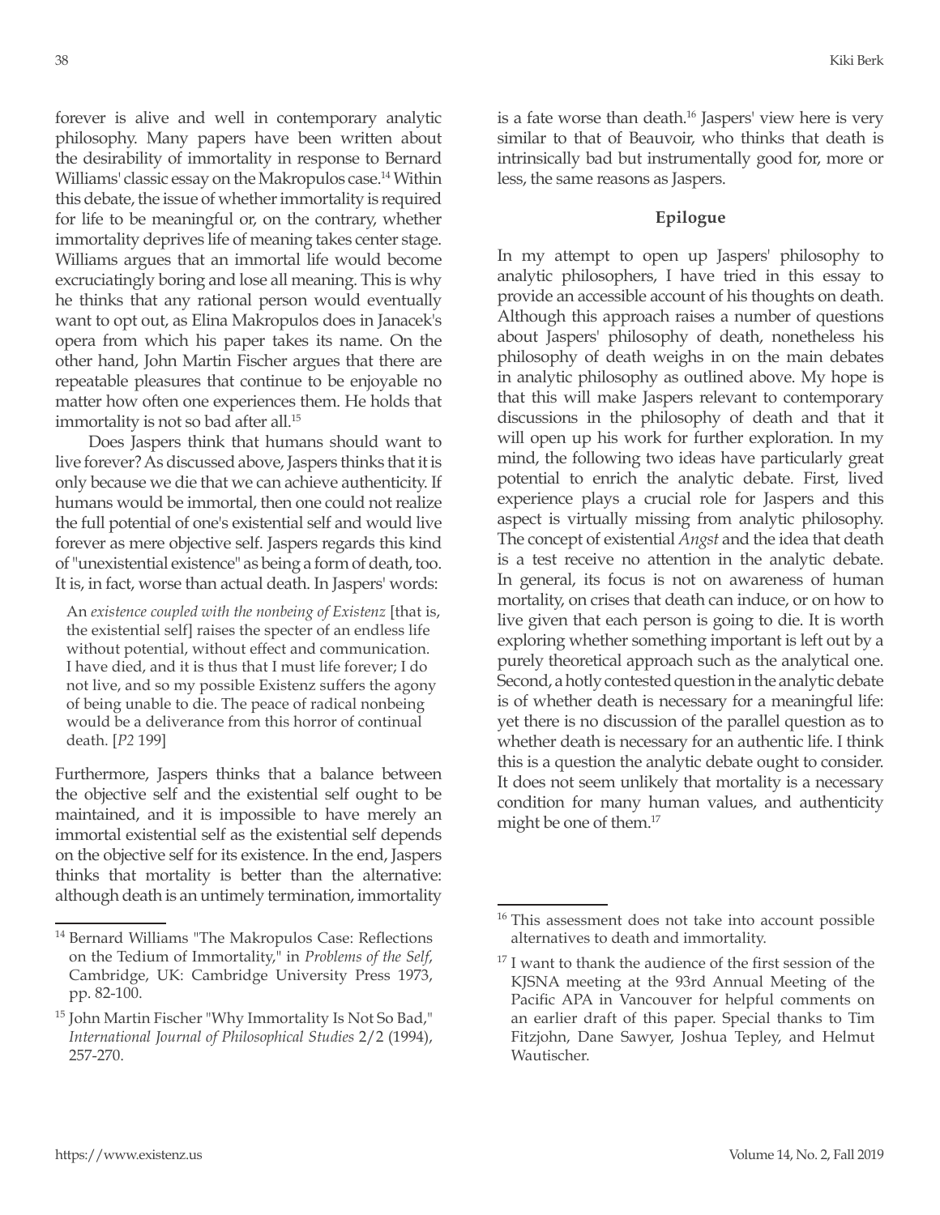forever is alive and well in contemporary analytic philosophy. Many papers have been written about the desirability of immortality in response to Bernard Williams' classic essay on the Makropulos case.[14] Within this debate, the issue of whether immortality is required for life to be meaningful or, on the contrary, whether immortality deprives life of meaning takes center stage. Williams argues that an immortal life would become excruciatingly boring and lose all meaning. This is why he thinks that any rational person would eventually want to opt out, as Elina Makropulos does in Janacek's opera from which his paper takes its name. On the other hand, John Martin Fischer argues that there are repeatable pleasures that continue to be enjoyable no matter how often one experiences them. He holds that immortality is not so bad after all.[15]

Does Jaspers think that humans should want to live forever? As discussed above, Jaspers thinks that it is only because we die that we can achieve authenticity. If humans would be immortal, then one could not realize the full potential of one's existential self and would live forever as mere objective self. Jaspers regards this kind of "unexistential existence" as being a form of death, too. It is, in fact, worse than actual death. In Jaspers' words:

> An *existence coupled with the nonbeing of Existenz* [that is, the existential self] raises the specter of an endless life without potential, without effect and communication. I have died, and it is thus that I must life forever; I do not live, and so my possible Existenz suffers the agony of being unable to die. The peace of radical nonbeing would be a deliverance from this horror of continual death. [*P2* 199]

Furthermore, Jaspers thinks that a balance between the objective self and the existential self ought to be maintained, and it is impossible to have merely an immortal existential self as the existential self depends on the objective self for its existence. In the end, Jaspers thinks that mortality is better than the alternative: although death is an untimely termination, immortality is a fate worse than death.[16] Jaspers' view here is very similar to that of Beauvoir, who thinks that death is intrinsically bad but instrumentally good for, more or less, the same reasons as Jaspers.

## Epilogue

In my attempt to open up Jaspers' philosophy to analytic philosophers, I have tried in this essay to provide an accessible account of his thoughts on death. Although this approach raises a number of questions about Jaspers' philosophy of death, nonetheless his philosophy of death weighs in on the main debates in analytic philosophy as outlined above. My hope is that this will make Jaspers relevant to contemporary discussions in the philosophy of death and that it will open up his work for further exploration. In my mind, the following two ideas have particularly great potential to enrich the analytic debate. First, lived experience plays a crucial role for Jaspers and this aspect is virtually missing from analytic philosophy. The concept of existential *Angst* and the idea that death is a test receive no attention in the analytic debate. In general, its focus is not on awareness of human mortality, on crises that death can induce, or on how to live given that each person is going to die. It is worth exploring whether something important is left out by a purely theoretical approach such as the analytical one. Second, a hotly contested question in the analytic debate is of whether death is necessary for a meaningful life: yet there is no discussion of the parallel question as to whether death is necessary for an authentic life. I think this is a question the analytic debate ought to consider. It does not seem unlikely that mortality is a necessary condition for many human values, and authenticity might be one of them.[17]

---

[14] Bernard Williams "The Makropulos Case: Reflections on the Tedium of Immortality," in *Problems of the Self*, Cambridge, UK: Cambridge University Press 1973, pp. 82-100.

[15] John Martin Fischer "Why Immortality Is Not So Bad," *International Journal of Philosophical Studies* 2/2 (1994), 257-270.

[16] This assessment does not take into account possible alternatives to death and immortality.

[17] I want to thank the audience of the first session of the KJSNA meeting at the 93rd Annual Meeting of the Pacific APA in Vancouver for helpful comments on an earlier draft of this paper. Special thanks to Tim Fitzjohn, Dane Sawyer, Joshua Tepley, and Helmut Wautischer.